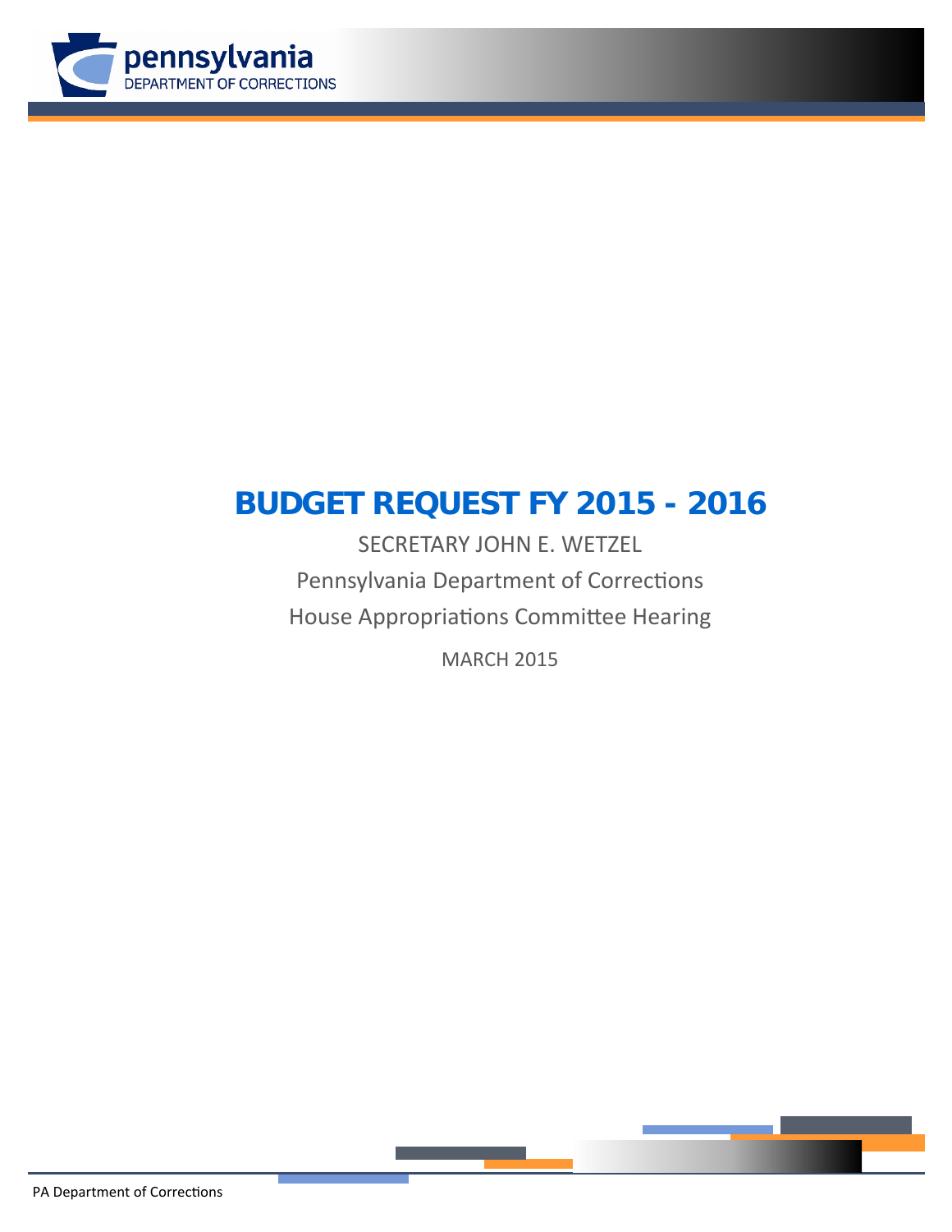pennsylvania
DEPARTMENT OF CORRECTIONS

# BUDGET REQUEST FY 2015 - 2016

SECRETARY JOHN E. WETZEL

Pennsylvania Department of Corrections

House Appropriations Committee Hearing

MARCH 2015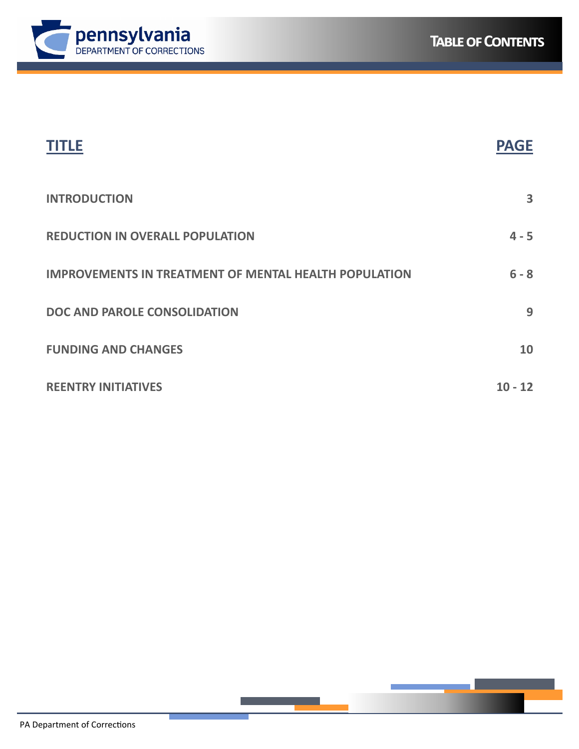# Table of Contents

| TITLE | PAGE |
| --- | --- |
| INTRODUCTION | 3 |
| REDUCTION IN OVERALL POPULATION | 4 - 5 |
| IMPROVEMENTS IN TREATMENT OF MENTAL HEALTH POPULATION | 6 - 8 |
| DOC AND PAROLE CONSOLIDATION | 9 |
| FUNDING AND CHANGES | 10 |
| REENTRY INITIATIVES | 10 - 12 |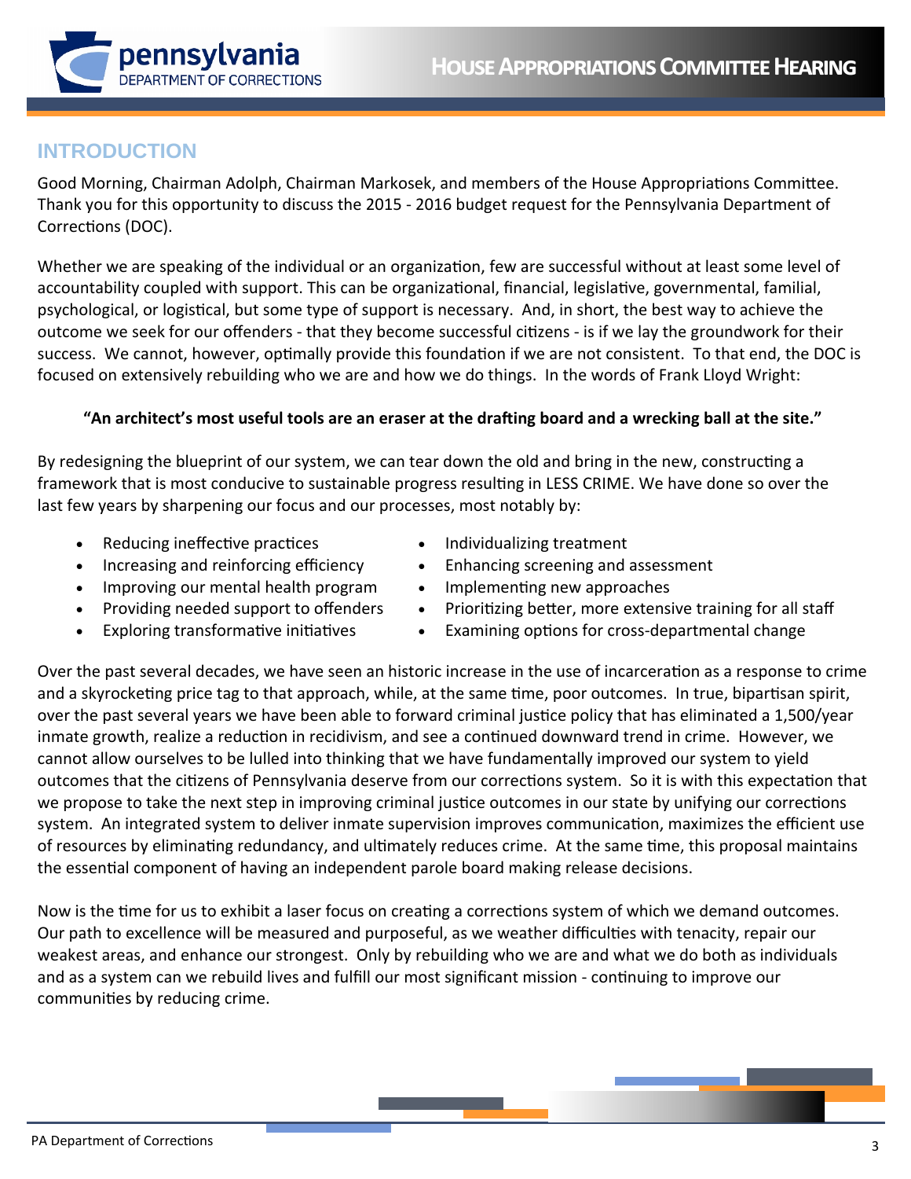## INTRODUCTION

Good Morning, Chairman Adolph, Chairman Markosek, and members of the House Appropriations Committee. Thank you for this opportunity to discuss the 2015 - 2016 budget request for the Pennsylvania Department of Corrections (DOC).

Whether we are speaking of the individual or an organization, few are successful without at least some level of accountability coupled with support. This can be organizational, financial, legislative, governmental, familial, psychological, or logistical, but some type of support is necessary. And, in short, the best way to achieve the outcome we seek for our offenders - that they become successful citizens - is if we lay the groundwork for their success. We cannot, however, optimally provide this foundation if we are not consistent. To that end, the DOC is focused on extensively rebuilding who we are and how we do things. In the words of Frank Lloyd Wright:

**"An architect's most useful tools are an eraser at the drafting board and a wrecking ball at the site."**

By redesigning the blueprint of our system, we can tear down the old and bring in the new, constructing a framework that is most conducive to sustainable progress resulting in LESS CRIME. We have done so over the last few years by sharpening our focus and our processes, most notably by:

- Reducing ineffective practices
- Increasing and reinforcing efficiency
- Improving our mental health program
- Providing needed support to offenders
- Exploring transformative initiatives
- Individualizing treatment
- Enhancing screening and assessment
- Implementing new approaches
- Prioritizing better, more extensive training for all staff
- Examining options for cross-departmental change

Over the past several decades, we have seen an historic increase in the use of incarceration as a response to crime and a skyrocketing price tag to that approach, while, at the same time, poor outcomes. In true, bipartisan spirit, over the past several years we have been able to forward criminal justice policy that has eliminated a 1,500/year inmate growth, realize a reduction in recidivism, and see a continued downward trend in crime. However, we cannot allow ourselves to be lulled into thinking that we have fundamentally improved our system to yield outcomes that the citizens of Pennsylvania deserve from our corrections system. So it is with this expectation that we propose to take the next step in improving criminal justice outcomes in our state by unifying our corrections system. An integrated system to deliver inmate supervision improves communication, maximizes the efficient use of resources by eliminating redundancy, and ultimately reduces crime. At the same time, this proposal maintains the essential component of having an independent parole board making release decisions.

Now is the time for us to exhibit a laser focus on creating a corrections system of which we demand outcomes. Our path to excellence will be measured and purposeful, as we weather difficulties with tenacity, repair our weakest areas, and enhance our strongest. Only by rebuilding who we are and what we do both as individuals and as a system can we rebuild lives and fulfill our most significant mission - continuing to improve our communities by reducing crime.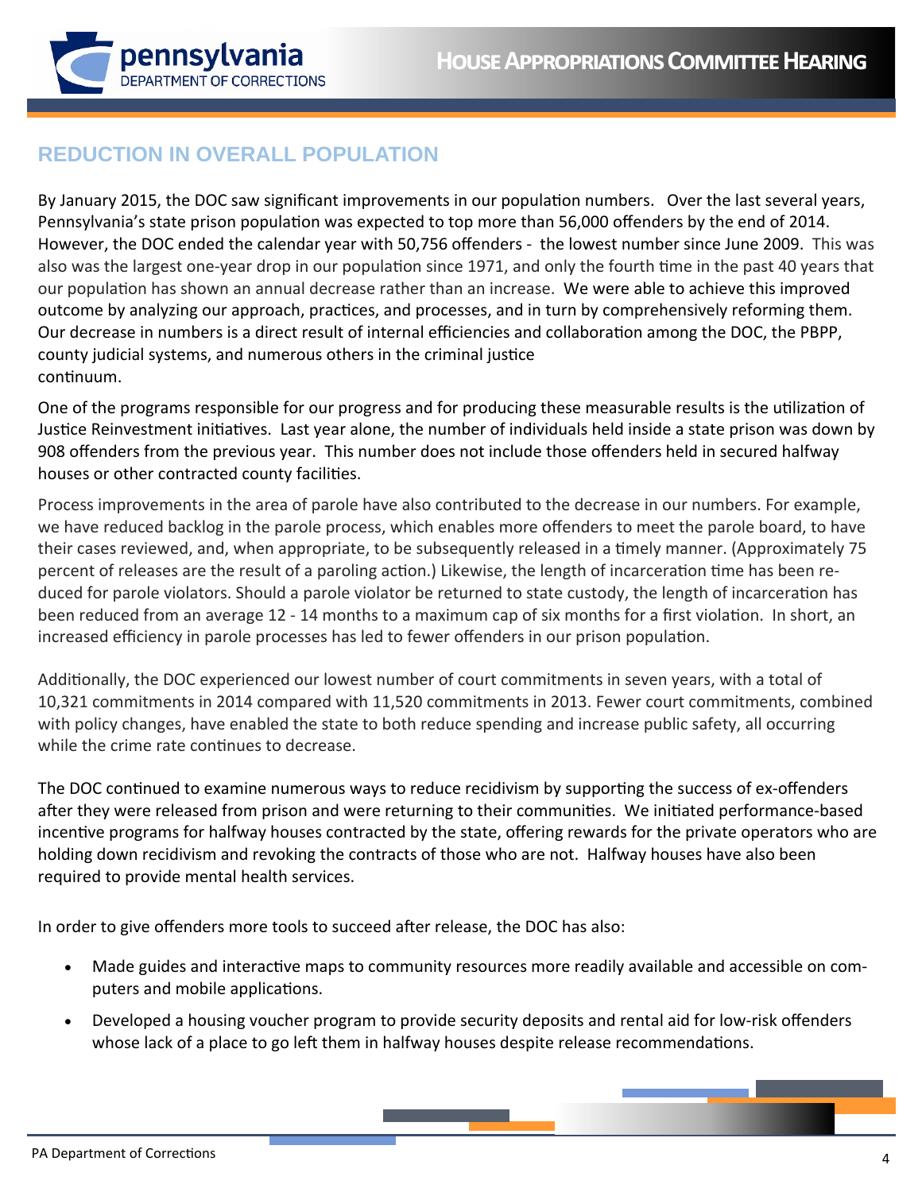## REDUCTION IN OVERALL POPULATION

By January 2015, the DOC saw significant improvements in our population numbers. Over the last several years, Pennsylvania's state prison population was expected to top more than 56,000 offenders by the end of 2014. However, the DOC ended the calendar year with 50,756 offenders - the lowest number since June 2009. This was also was the largest one-year drop in our population since 1971, and only the fourth time in the past 40 years that our population has shown an annual decrease rather than an increase. We were able to achieve this improved outcome by analyzing our approach, practices, and processes, and in turn by comprehensively reforming them. Our decrease in numbers is a direct result of internal efficiencies and collaboration among the DOC, the PBPP, county judicial systems, and numerous others in the criminal justice continuum.

One of the programs responsible for our progress and for producing these measurable results is the utilization of Justice Reinvestment initiatives. Last year alone, the number of individuals held inside a state prison was down by 908 offenders from the previous year. This number does not include those offenders held in secured halfway houses or other contracted county facilities.

Process improvements in the area of parole have also contributed to the decrease in our numbers. For example, we have reduced backlog in the parole process, which enables more offenders to meet the parole board, to have their cases reviewed, and, when appropriate, to be subsequently released in a timely manner. (Approximately 75 percent of releases are the result of a paroling action.) Likewise, the length of incarceration time has been reduced for parole violators. Should a parole violator be returned to state custody, the length of incarceration has been reduced from an average 12 - 14 months to a maximum cap of six months for a first violation. In short, an increased efficiency in parole processes has led to fewer offenders in our prison population.

Additionally, the DOC experienced our lowest number of court commitments in seven years, with a total of 10,321 commitments in 2014 compared with 11,520 commitments in 2013. Fewer court commitments, combined with policy changes, have enabled the state to both reduce spending and increase public safety, all occurring while the crime rate continues to decrease.

The DOC continued to examine numerous ways to reduce recidivism by supporting the success of ex-offenders after they were released from prison and were returning to their communities. We initiated performance-based incentive programs for halfway houses contracted by the state, offering rewards for the private operators who are holding down recidivism and revoking the contracts of those who are not. Halfway houses have also been required to provide mental health services.

In order to give offenders more tools to succeed after release, the DOC has also:

- Made guides and interactive maps to community resources more readily available and accessible on computers and mobile applications.
- Developed a housing voucher program to provide security deposits and rental aid for low-risk offenders whose lack of a place to go left them in halfway houses despite release recommendations.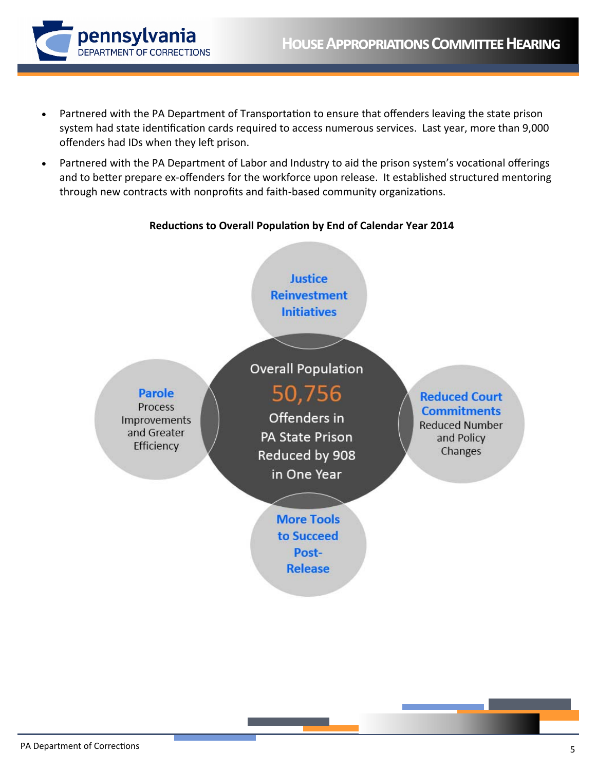- Partnered with the PA Department of Transportation to ensure that offenders leaving the state prison system had state identification cards required to access numerous services. Last year, more than 9,000 offenders had IDs when they left prison.
- Partnered with the PA Department of Labor and Industry to aid the prison system's vocational offerings and to better prepare ex-offenders for the workforce upon release. It established structured mentoring through new contracts with nonprofits and faith-based community organizations.

**Reductions to Overall Population by End of Calendar Year 2014**

Overall Population

50,756

Offenders in PA State Prison Reduced by 908 in One Year

**Justice Reinvestment Initiatives**

**Parole** Process Improvements and Greater Efficiency

**Reduced Court Commitments** Reduced Number and Policy Changes

**More Tools to Succeed Post-Release**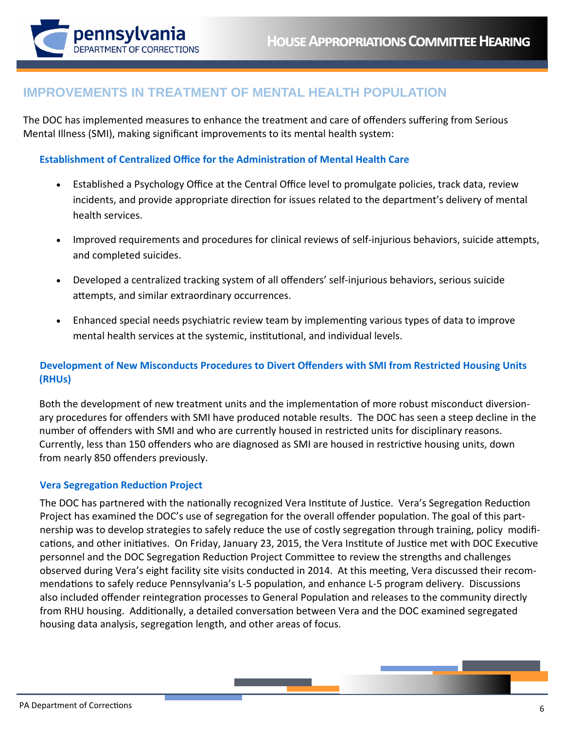## IMPROVEMENTS IN TREATMENT OF MENTAL HEALTH POPULATION

The DOC has implemented measures to enhance the treatment and care of offenders suffering from Serious Mental Illness (SMI), making significant improvements to its mental health system:

### Establishment of Centralized Office for the Administration of Mental Health Care

- Established a Psychology Office at the Central Office level to promulgate policies, track data, review incidents, and provide appropriate direction for issues related to the department's delivery of mental health services.
- Improved requirements and procedures for clinical reviews of self-injurious behaviors, suicide attempts, and completed suicides.
- Developed a centralized tracking system of all offenders' self-injurious behaviors, serious suicide attempts, and similar extraordinary occurrences.
- Enhanced special needs psychiatric review team by implementing various types of data to improve mental health services at the systemic, institutional, and individual levels.

### Development of New Misconducts Procedures to Divert Offenders with SMI from Restricted Housing Units (RHUs)

Both the development of new treatment units and the implementation of more robust misconduct diversionary procedures for offenders with SMI have produced notable results. The DOC has seen a steep decline in the number of offenders with SMI and who are currently housed in restricted units for disciplinary reasons. Currently, less than 150 offenders who are diagnosed as SMI are housed in restrictive housing units, down from nearly 850 offenders previously.

### Vera Segregation Reduction Project

The DOC has partnered with the nationally recognized Vera Institute of Justice. Vera's Segregation Reduction Project has examined the DOC's use of segregation for the overall offender population. The goal of this partnership was to develop strategies to safely reduce the use of costly segregation through training, policy modifications, and other initiatives. On Friday, January 23, 2015, the Vera Institute of Justice met with DOC Executive personnel and the DOC Segregation Reduction Project Committee to review the strengths and challenges observed during Vera's eight facility site visits conducted in 2014. At this meeting, Vera discussed their recommendations to safely reduce Pennsylvania's L-5 population, and enhance L-5 program delivery. Discussions also included offender reintegration processes to General Population and releases to the community directly from RHU housing. Additionally, a detailed conversation between Vera and the DOC examined segregated housing data analysis, segregation length, and other areas of focus.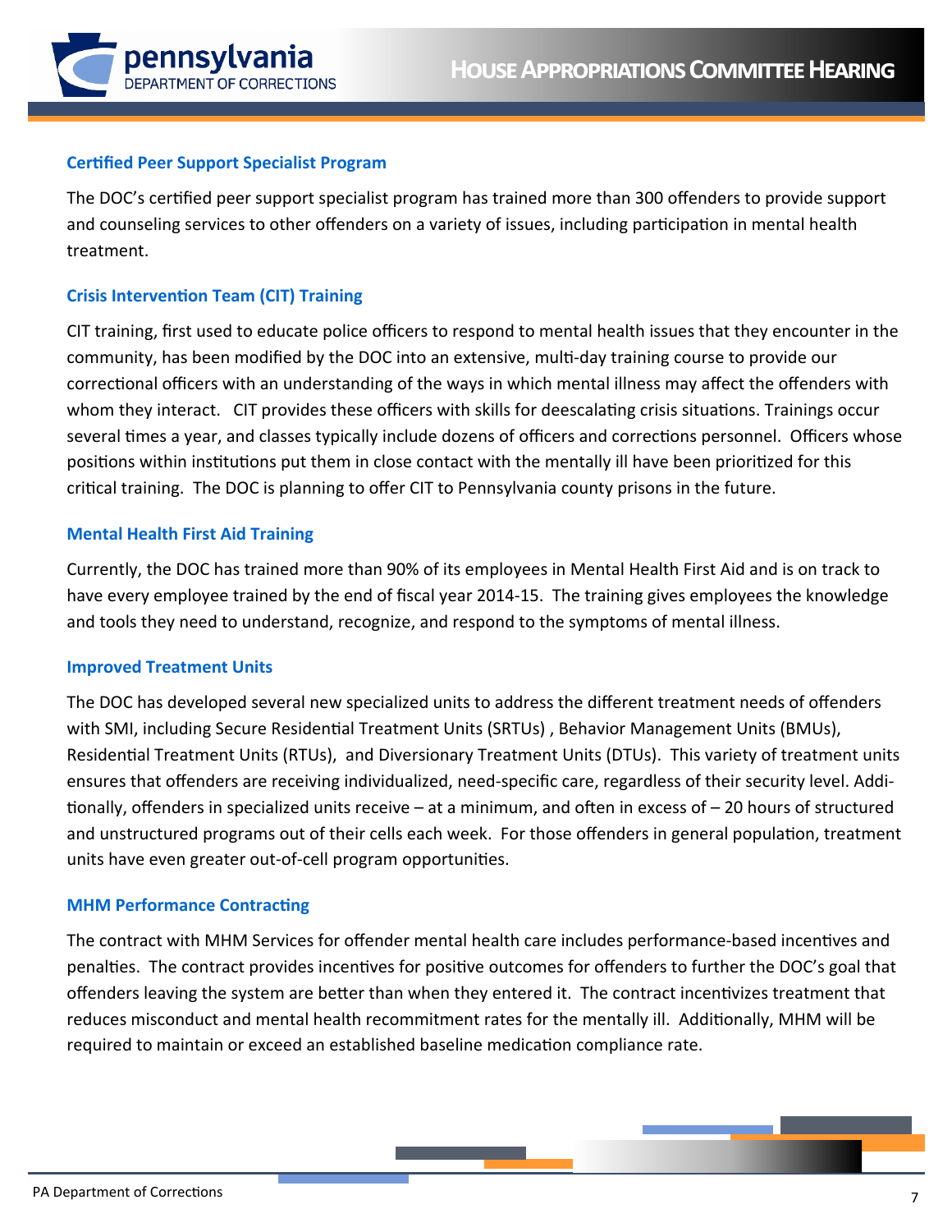### Certified Peer Support Specialist Program

The DOC's certified peer support specialist program has trained more than 300 offenders to provide support and counseling services to other offenders on a variety of issues, including participation in mental health treatment.

### Crisis Intervention Team (CIT) Training

CIT training, first used to educate police officers to respond to mental health issues that they encounter in the community, has been modified by the DOC into an extensive, multi-day training course to provide our correctional officers with an understanding of the ways in which mental illness may affect the offenders with whom they interact. CIT provides these officers with skills for deescalating crisis situations. Trainings occur several times a year, and classes typically include dozens of officers and corrections personnel. Officers whose positions within institutions put them in close contact with the mentally ill have been prioritized for this critical training. The DOC is planning to offer CIT to Pennsylvania county prisons in the future.

### Mental Health First Aid Training

Currently, the DOC has trained more than 90% of its employees in Mental Health First Aid and is on track to have every employee trained by the end of fiscal year 2014-15. The training gives employees the knowledge and tools they need to understand, recognize, and respond to the symptoms of mental illness.

### Improved Treatment Units

The DOC has developed several new specialized units to address the different treatment needs of offenders with SMI, including Secure Residential Treatment Units (SRTUs) , Behavior Management Units (BMUs), Residential Treatment Units (RTUs), and Diversionary Treatment Units (DTUs). This variety of treatment units ensures that offenders are receiving individualized, need-specific care, regardless of their security level. Additionally, offenders in specialized units receive – at a minimum, and often in excess of – 20 hours of structured and unstructured programs out of their cells each week. For those offenders in general population, treatment units have even greater out-of-cell program opportunities.

### MHM Performance Contracting

The contract with MHM Services for offender mental health care includes performance-based incentives and penalties. The contract provides incentives for positive outcomes for offenders to further the DOC's goal that offenders leaving the system are better than when they entered it. The contract incentivizes treatment that reduces misconduct and mental health recommitment rates for the mentally ill. Additionally, MHM will be required to maintain or exceed an established baseline medication compliance rate.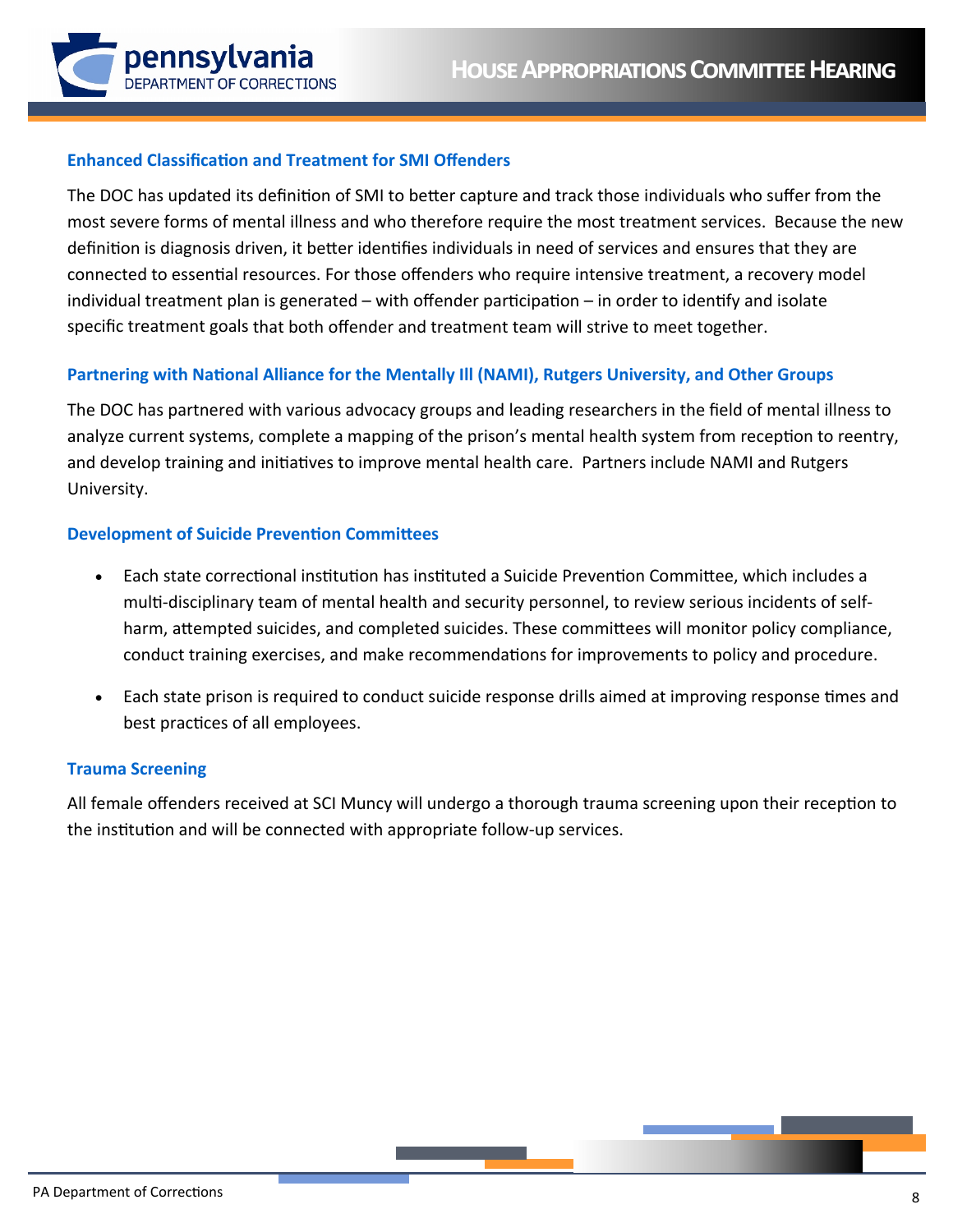### Enhanced Classification and Treatment for SMI Offenders

The DOC has updated its definition of SMI to better capture and track those individuals who suffer from the most severe forms of mental illness and who therefore require the most treatment services. Because the new definition is diagnosis driven, it better identifies individuals in need of services and ensures that they are connected to essential resources. For those offenders who require intensive treatment, a recovery model individual treatment plan is generated – with offender participation – in order to identify and isolate specific treatment goals that both offender and treatment team will strive to meet together.

### Partnering with National Alliance for the Mentally Ill (NAMI), Rutgers University, and Other Groups

The DOC has partnered with various advocacy groups and leading researchers in the field of mental illness to analyze current systems, complete a mapping of the prison's mental health system from reception to reentry, and develop training and initiatives to improve mental health care. Partners include NAMI and Rutgers University.

### Development of Suicide Prevention Committees

- Each state correctional institution has instituted a Suicide Prevention Committee, which includes a multi-disciplinary team of mental health and security personnel, to review serious incidents of self-harm, attempted suicides, and completed suicides. These committees will monitor policy compliance, conduct training exercises, and make recommendations for improvements to policy and procedure.
- Each state prison is required to conduct suicide response drills aimed at improving response times and best practices of all employees.

### Trauma Screening

All female offenders received at SCI Muncy will undergo a thorough trauma screening upon their reception to the institution and will be connected with appropriate follow-up services.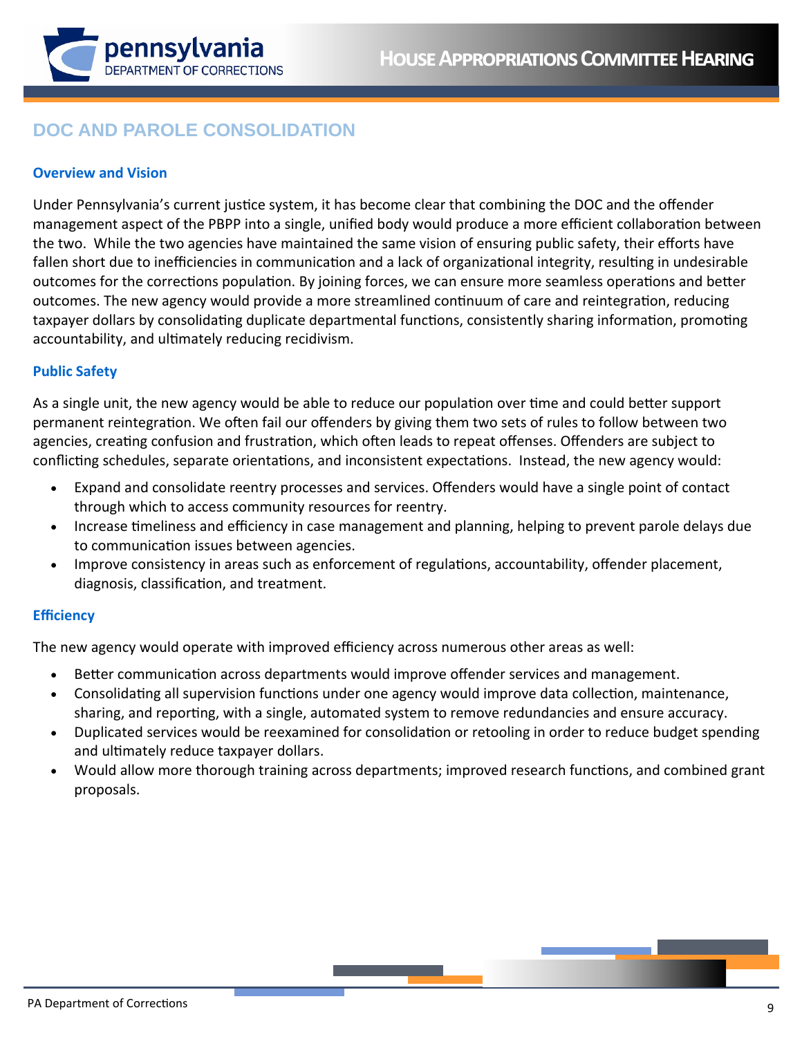## DOC AND PAROLE CONSOLIDATION

### Overview and Vision

Under Pennsylvania's current justice system, it has become clear that combining the DOC and the offender management aspect of the PBPP into a single, unified body would produce a more efficient collaboration between the two. While the two agencies have maintained the same vision of ensuring public safety, their efforts have fallen short due to inefficiencies in communication and a lack of organizational integrity, resulting in undesirable outcomes for the corrections population. By joining forces, we can ensure more seamless operations and better outcomes. The new agency would provide a more streamlined continuum of care and reintegration, reducing taxpayer dollars by consolidating duplicate departmental functions, consistently sharing information, promoting accountability, and ultimately reducing recidivism.

### Public Safety

As a single unit, the new agency would be able to reduce our population over time and could better support permanent reintegration. We often fail our offenders by giving them two sets of rules to follow between two agencies, creating confusion and frustration, which often leads to repeat offenses. Offenders are subject to conflicting schedules, separate orientations, and inconsistent expectations. Instead, the new agency would:

- Expand and consolidate reentry processes and services. Offenders would have a single point of contact through which to access community resources for reentry.
- Increase timeliness and efficiency in case management and planning, helping to prevent parole delays due to communication issues between agencies.
- Improve consistency in areas such as enforcement of regulations, accountability, offender placement, diagnosis, classification, and treatment.

### Efficiency

The new agency would operate with improved efficiency across numerous other areas as well:

- Better communication across departments would improve offender services and management.
- Consolidating all supervision functions under one agency would improve data collection, maintenance, sharing, and reporting, with a single, automated system to remove redundancies and ensure accuracy.
- Duplicated services would be reexamined for consolidation or retooling in order to reduce budget spending and ultimately reduce taxpayer dollars.
- Would allow more thorough training across departments; improved research functions, and combined grant proposals.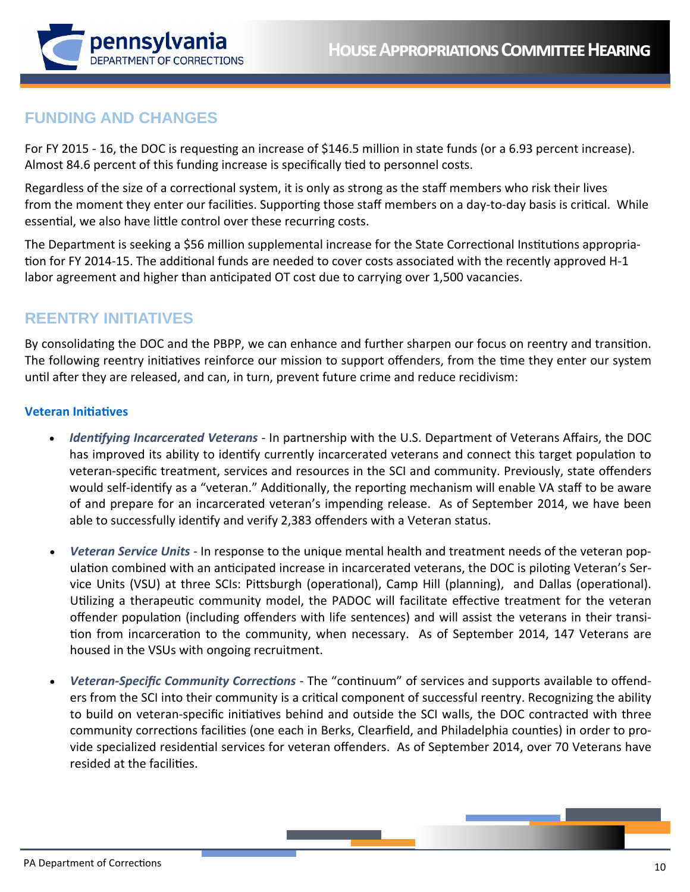## FUNDING AND CHANGES

For FY 2015 - 16, the DOC is requesting an increase of $146.5 million in state funds (or a 6.93 percent increase). Almost 84.6 percent of this funding increase is specifically tied to personnel costs.

Regardless of the size of a correctional system, it is only as strong as the staff members who risk their lives from the moment they enter our facilities. Supporting those staff members on a day-to-day basis is critical. While essential, we also have little control over these recurring costs.

The Department is seeking a $56 million supplemental increase for the State Correctional Institutions appropriation for FY 2014-15. The additional funds are needed to cover costs associated with the recently approved H-1 labor agreement and higher than anticipated OT cost due to carrying over 1,500 vacancies.

## REENTRY INITIATIVES

By consolidating the DOC and the PBPP, we can enhance and further sharpen our focus on reentry and transition. The following reentry initiatives reinforce our mission to support offenders, from the time they enter our system until after they are released, and can, in turn, prevent future crime and reduce recidivism:

### Veteran Initiatives

- ***Identifying Incarcerated Veterans*** - In partnership with the U.S. Department of Veterans Affairs, the DOC has improved its ability to identify currently incarcerated veterans and connect this target population to veteran-specific treatment, services and resources in the SCI and community. Previously, state offenders would self-identify as a "veteran." Additionally, the reporting mechanism will enable VA staff to be aware of and prepare for an incarcerated veteran's impending release. As of September 2014, we have been able to successfully identify and verify 2,383 offenders with a Veteran status.

- ***Veteran Service Units*** - In response to the unique mental health and treatment needs of the veteran population combined with an anticipated increase in incarcerated veterans, the DOC is piloting Veteran's Service Units (VSU) at three SCIs: Pittsburgh (operational), Camp Hill (planning), and Dallas (operational). Utilizing a therapeutic community model, the PADOC will facilitate effective treatment for the veteran offender population (including offenders with life sentences) and will assist the veterans in their transition from incarceration to the community, when necessary. As of September 2014, 147 Veterans are housed in the VSUs with ongoing recruitment.

- ***Veteran-Specific Community Corrections*** - The "continuum" of services and supports available to offenders from the SCI into their community is a critical component of successful reentry. Recognizing the ability to build on veteran-specific initiatives behind and outside the SCI walls, the DOC contracted with three community corrections facilities (one each in Berks, Clearfield, and Philadelphia counties) in order to provide specialized residential services for veteran offenders. As of September 2014, over 70 Veterans have resided at the facilities.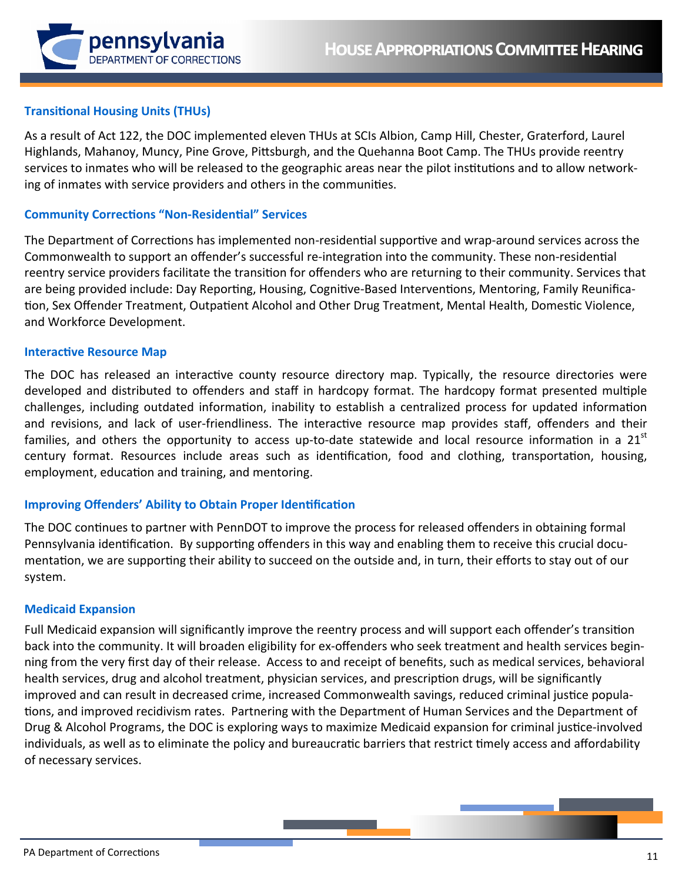### Transitional Housing Units (THUs)

As a result of Act 122, the DOC implemented eleven THUs at SCIs Albion, Camp Hill, Chester, Graterford, Laurel Highlands, Mahanoy, Muncy, Pine Grove, Pittsburgh, and the Quehanna Boot Camp. The THUs provide reentry services to inmates who will be released to the geographic areas near the pilot institutions and to allow networking of inmates with service providers and others in the communities.

### Community Corrections "Non-Residential" Services

The Department of Corrections has implemented non-residential supportive and wrap-around services across the Commonwealth to support an offender's successful re-integration into the community. These non-residential reentry service providers facilitate the transition for offenders who are returning to their community. Services that are being provided include: Day Reporting, Housing, Cognitive-Based Interventions, Mentoring, Family Reunification, Sex Offender Treatment, Outpatient Alcohol and Other Drug Treatment, Mental Health, Domestic Violence, and Workforce Development.

### Interactive Resource Map

The DOC has released an interactive county resource directory map. Typically, the resource directories were developed and distributed to offenders and staff in hardcopy format. The hardcopy format presented multiple challenges, including outdated information, inability to establish a centralized process for updated information and revisions, and lack of user-friendliness. The interactive resource map provides staff, offenders and their families, and others the opportunity to access up-to-date statewide and local resource information in a 21st century format. Resources include areas such as identification, food and clothing, transportation, housing, employment, education and training, and mentoring.

### Improving Offenders' Ability to Obtain Proper Identification

The DOC continues to partner with PennDOT to improve the process for released offenders in obtaining formal Pennsylvania identification. By supporting offenders in this way and enabling them to receive this crucial documentation, we are supporting their ability to succeed on the outside and, in turn, their efforts to stay out of our system.

### Medicaid Expansion

Full Medicaid expansion will significantly improve the reentry process and will support each offender's transition back into the community. It will broaden eligibility for ex-offenders who seek treatment and health services beginning from the very first day of their release. Access to and receipt of benefits, such as medical services, behavioral health services, drug and alcohol treatment, physician services, and prescription drugs, will be significantly improved and can result in decreased crime, increased Commonwealth savings, reduced criminal justice populations, and improved recidivism rates. Partnering with the Department of Human Services and the Department of Drug & Alcohol Programs, the DOC is exploring ways to maximize Medicaid expansion for criminal justice-involved individuals, as well as to eliminate the policy and bureaucratic barriers that restrict timely access and affordability of necessary services.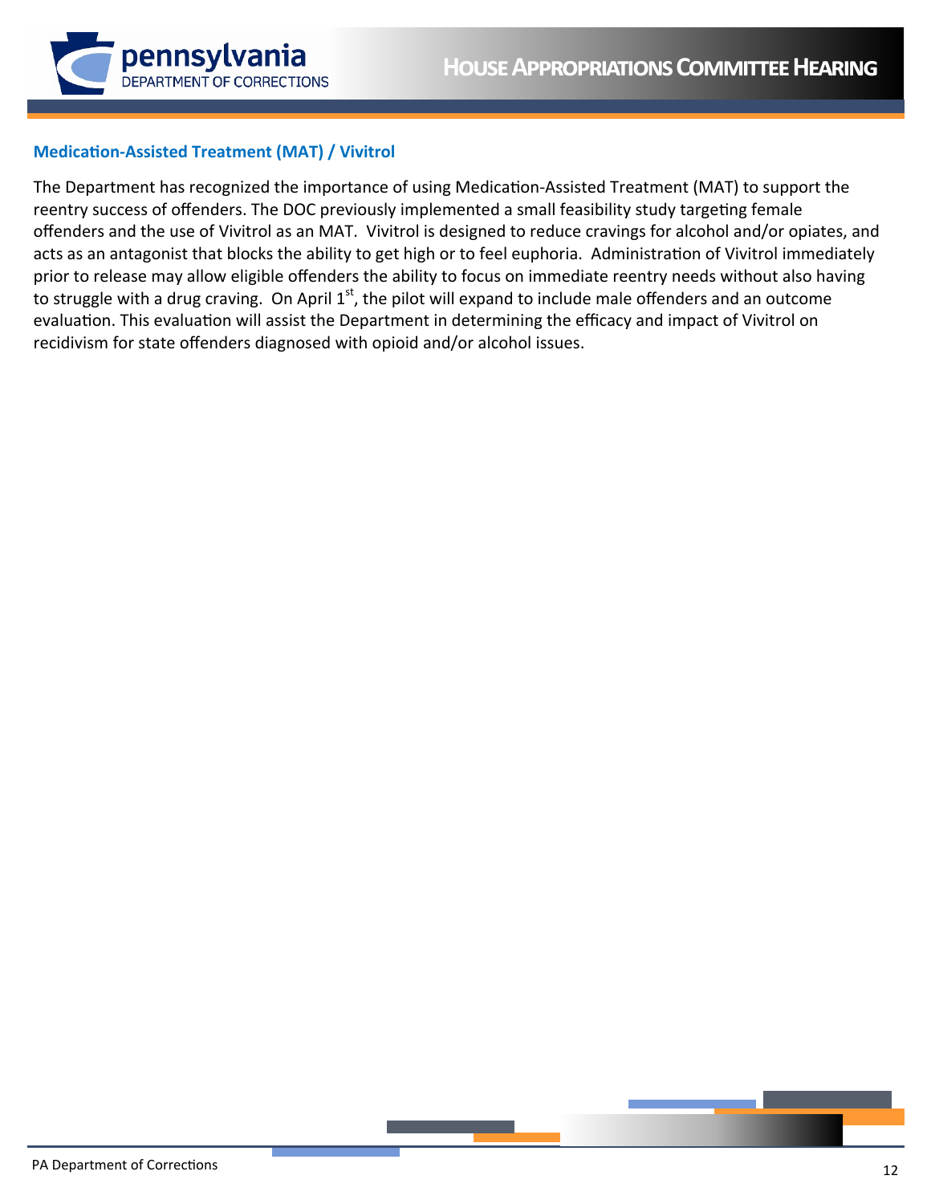### Medication-Assisted Treatment (MAT) / Vivitrol

The Department has recognized the importance of using Medication-Assisted Treatment (MAT) to support the reentry success of offenders. The DOC previously implemented a small feasibility study targeting female offenders and the use of Vivitrol as an MAT. Vivitrol is designed to reduce cravings for alcohol and/or opiates, and acts as an antagonist that blocks the ability to get high or to feel euphoria. Administration of Vivitrol immediately prior to release may allow eligible offenders the ability to focus on immediate reentry needs without also having to struggle with a drug craving. On April 1st, the pilot will expand to include male offenders and an outcome evaluation. This evaluation will assist the Department in determining the efficacy and impact of Vivitrol on recidivism for state offenders diagnosed with opioid and/or alcohol issues.